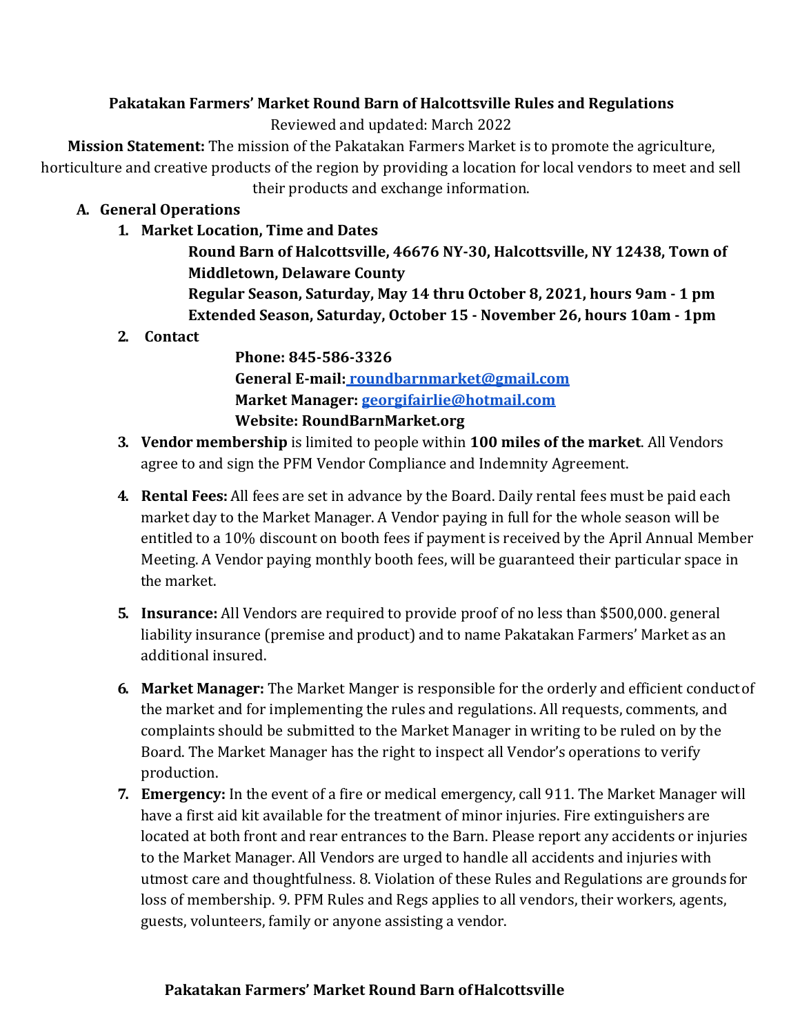**Pakatakan Farmers' Market Round Barn of Halcottsville Rules and Regulations**

Reviewed and updated: March 2022

**Mission Statement:** The mission of the Pakatakan Farmers Market is to promote the agriculture, horticulture and creative products of the region by providing a location for local vendors to meet and sell their products and exchange information.

**A. General Operations**

1. **Market Location, Time and Dates**

   **Round Barn of Halcottsville, 46676 NY-30, Halcottsville, NY 12438, Town of Middletown, Delaware County**

   **Regular Season, Saturday, May 14 thru October 8, 2021, hours 9am - 1 pm**

   **Extended Season, Saturday, October 15 - November 26, hours 10am - 1pm**

2. **Contact**

   **Phone: 845-586-3326**

   **General E-mail: roundbarnmarket@gmail.com**

   **Market Manager: georgifairlie@hotmail.com**

   **Website: RoundBarnMarket.org**

3. **Vendor membership** is limited to people within **100 miles of the market**. All Vendors agree to and sign the PFM Vendor Compliance and Indemnity Agreement.

4. **Rental Fees:** All fees are set in advance by the Board. Daily rental fees must be paid each market day to the Market Manager. A Vendor paying in full for the whole season will be entitled to a 10% discount on booth fees if payment is received by the April Annual Member Meeting. A Vendor paying monthly booth fees, will be guaranteed their particular space in the market.

5. **Insurance:** All Vendors are required to provide proof of no less than $500,000. general liability insurance (premise and product) and to name Pakatakan Farmers' Market as an additional insured.

6. **Market Manager:** The Market Manger is responsible for the orderly and efficient conduct of the market and for implementing the rules and regulations. All requests, comments, and complaints should be submitted to the Market Manager in writing to be ruled on by the Board. The Market Manager has the right to inspect all Vendor's operations to verify production.

7. **Emergency:** In the event of a fire or medical emergency, call 911. The Market Manager will have a first aid kit available for the treatment of minor injuries. Fire extinguishers are located at both front and rear entrances to the Barn. Please report any accidents or injuries to the Market Manager. All Vendors are urged to handle all accidents and injuries with utmost care and thoughtfulness. 8. Violation of these Rules and Regulations are grounds for loss of membership. 9. PFM Rules and Regs applies to all vendors, their workers, agents, guests, volunteers, family or anyone assisting a vendor.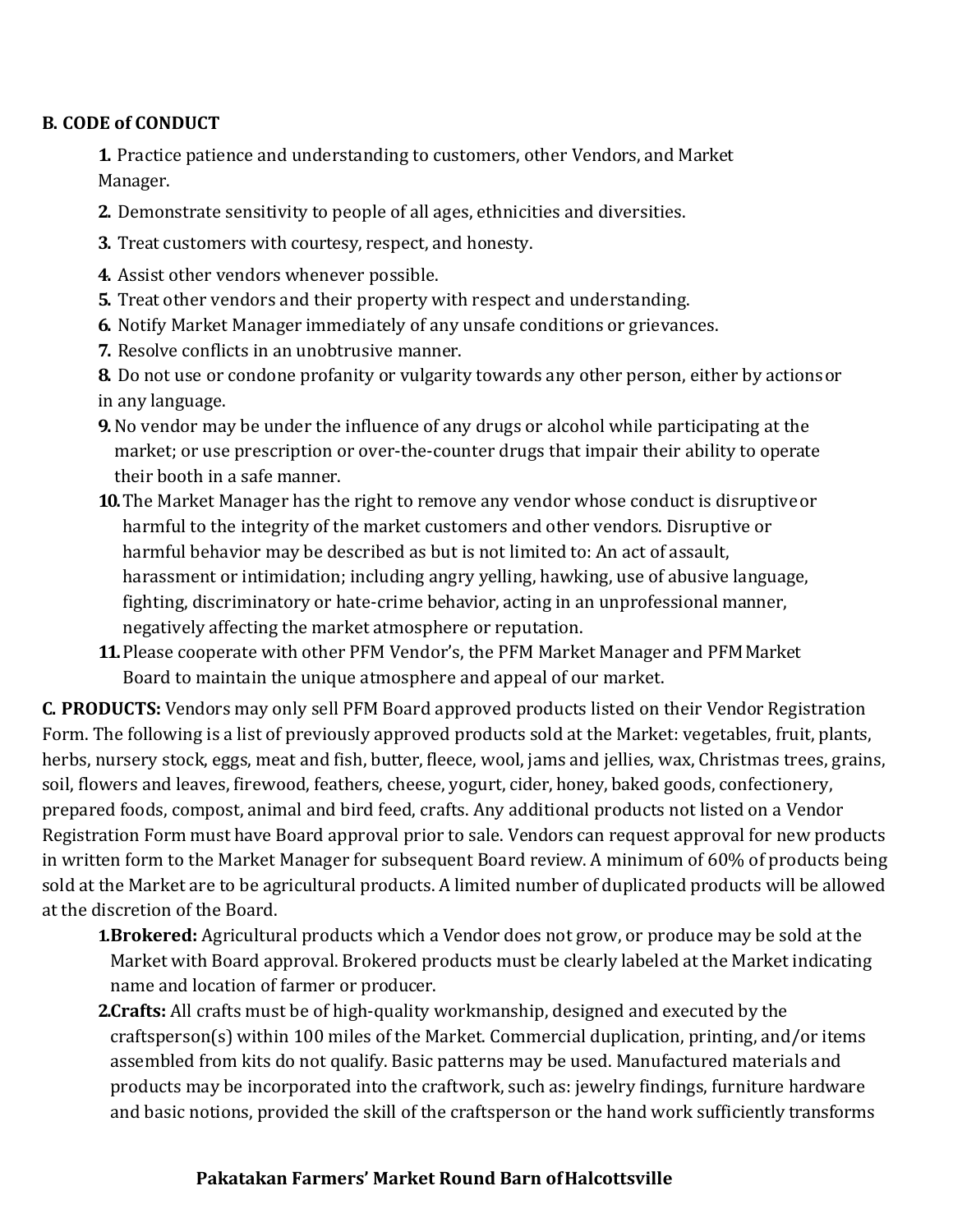**B. CODE of CONDUCT**

1. Practice patience and understanding to customers, other Vendors, and Market Manager.
2. Demonstrate sensitivity to people of all ages, ethnicities and diversities.
3. Treat customers with courtesy, respect, and honesty.
4. Assist other vendors whenever possible.
5. Treat other vendors and their property with respect and understanding.
6. Notify Market Manager immediately of any unsafe conditions or grievances.
7. Resolve conflicts in an unobtrusive manner.
8. Do not use or condone profanity or vulgarity towards any other person, either by actions or in any language.
9. No vendor may be under the influence of any drugs or alcohol while participating at the market; or use prescription or over-the-counter drugs that impair their ability to operate their booth in a safe manner.
10. The Market Manager has the right to remove any vendor whose conduct is disruptive or harmful to the integrity of the market customers and other vendors. Disruptive or harmful behavior may be described as but is not limited to: An act of assault, harassment or intimidation; including angry yelling, hawking, use of abusive language, fighting, discriminatory or hate-crime behavior, acting in an unprofessional manner, negatively affecting the market atmosphere or reputation.
11. Please cooperate with other PFM Vendor's, the PFM Market Manager and PFM Market Board to maintain the unique atmosphere and appeal of our market.

**C. PRODUCTS:** Vendors may only sell PFM Board approved products listed on their Vendor Registration Form. The following is a list of previously approved products sold at the Market: vegetables, fruit, plants, herbs, nursery stock, eggs, meat and fish, butter, fleece, wool, jams and jellies, wax, Christmas trees, grains, soil, flowers and leaves, firewood, feathers, cheese, yogurt, cider, honey, baked goods, confectionery, prepared foods, compost, animal and bird feed, crafts. Any additional products not listed on a Vendor Registration Form must have Board approval prior to sale. Vendors can request approval for new products in written form to the Market Manager for subsequent Board review. A minimum of 60% of products being sold at the Market are to be agricultural products. A limited number of duplicated products will be allowed at the discretion of the Board.

1. **Brokered:** Agricultural products which a Vendor does not grow, or produce may be sold at the Market with Board approval. Brokered products must be clearly labeled at the Market indicating name and location of farmer or producer.
2. **Crafts:** All crafts must be of high-quality workmanship, designed and executed by the craftsperson(s) within 100 miles of the Market. Commercial duplication, printing, and/or items assembled from kits do not qualify. Basic patterns may be used. Manufactured materials and products may be incorporated into the craftwork, such as: jewelry findings, furniture hardware and basic notions, provided the skill of the craftsperson or the hand work sufficiently transforms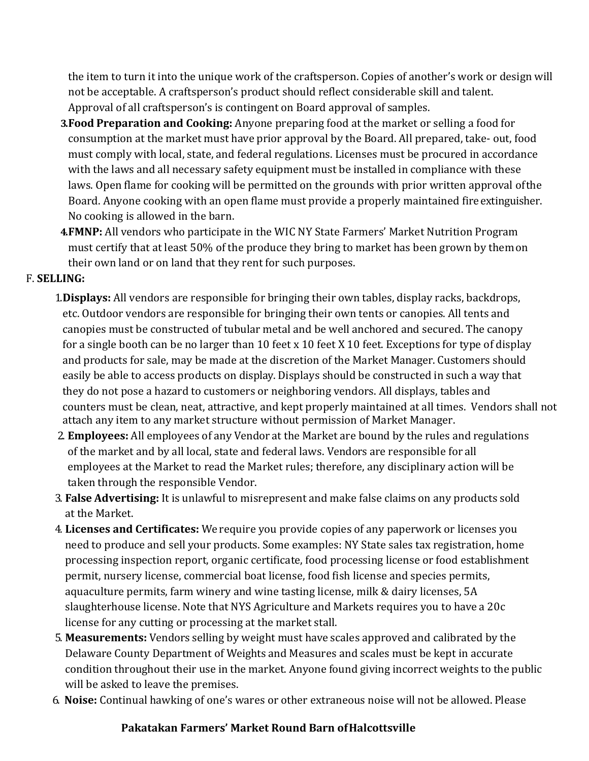the item to turn it into the unique work of the craftsperson. Copies of another's work or design will not be acceptable. A craftsperson's product should reflect considerable skill and talent. Approval of all craftsperson's is contingent on Board approval of samples.

3. **Food Preparation and Cooking:** Anyone preparing food at the market or selling a food for consumption at the market must have prior approval by the Board. All prepared, take- out, food must comply with local, state, and federal regulations. Licenses must be procured in accordance with the laws and all necessary safety equipment must be installed in compliance with these laws. Open flame for cooking will be permitted on the grounds with prior written approval of the Board. Anyone cooking with an open flame must provide a properly maintained fire extinguisher. No cooking is allowed in the barn.
4. **FMNP:** All vendors who participate in the WIC NY State Farmers' Market Nutrition Program must certify that at least 50% of the produce they bring to market has been grown by them on their own land or on land that they rent for such purposes.

F. **SELLING:**

1. **Displays:** All vendors are responsible for bringing their own tables, display racks, backdrops, etc. Outdoor vendors are responsible for bringing their own tents or canopies. All tents and canopies must be constructed of tubular metal and be well anchored and secured. The canopy for a single booth can be no larger than 10 feet x 10 feet X 10 feet. Exceptions for type of display and products for sale, may be made at the discretion of the Market Manager. Customers should easily be able to access products on display. Displays should be constructed in such a way that they do not pose a hazard to customers or neighboring vendors. All displays, tables and counters must be clean, neat, attractive, and kept properly maintained at all times. Vendors shall not attach any item to any market structure without permission of Market Manager.
2. **Employees:** All employees of any Vendor at the Market are bound by the rules and regulations of the market and by all local, state and federal laws. Vendors are responsible for all employees at the Market to read the Market rules; therefore, any disciplinary action will be taken through the responsible Vendor.
3. **False Advertising:** It is unlawful to misrepresent and make false claims on any products sold at the Market.
4. **Licenses and Certificates:** We require you provide copies of any paperwork or licenses you need to produce and sell your products. Some examples: NY State sales tax registration, home processing inspection report, organic certificate, food processing license or food establishment permit, nursery license, commercial boat license, food fish license and species permits, aquaculture permits, farm winery and wine tasting license, milk & dairy licenses, 5A slaughterhouse license. Note that NYS Agriculture and Markets requires you to have a 20c license for any cutting or processing at the market stall.
5. **Measurements:** Vendors selling by weight must have scales approved and calibrated by the Delaware County Department of Weights and Measures and scales must be kept in accurate condition throughout their use in the market. Anyone found giving incorrect weights to the public will be asked to leave the premises.
6. **Noise:** Continual hawking of one's wares or other extraneous noise will not be allowed. Please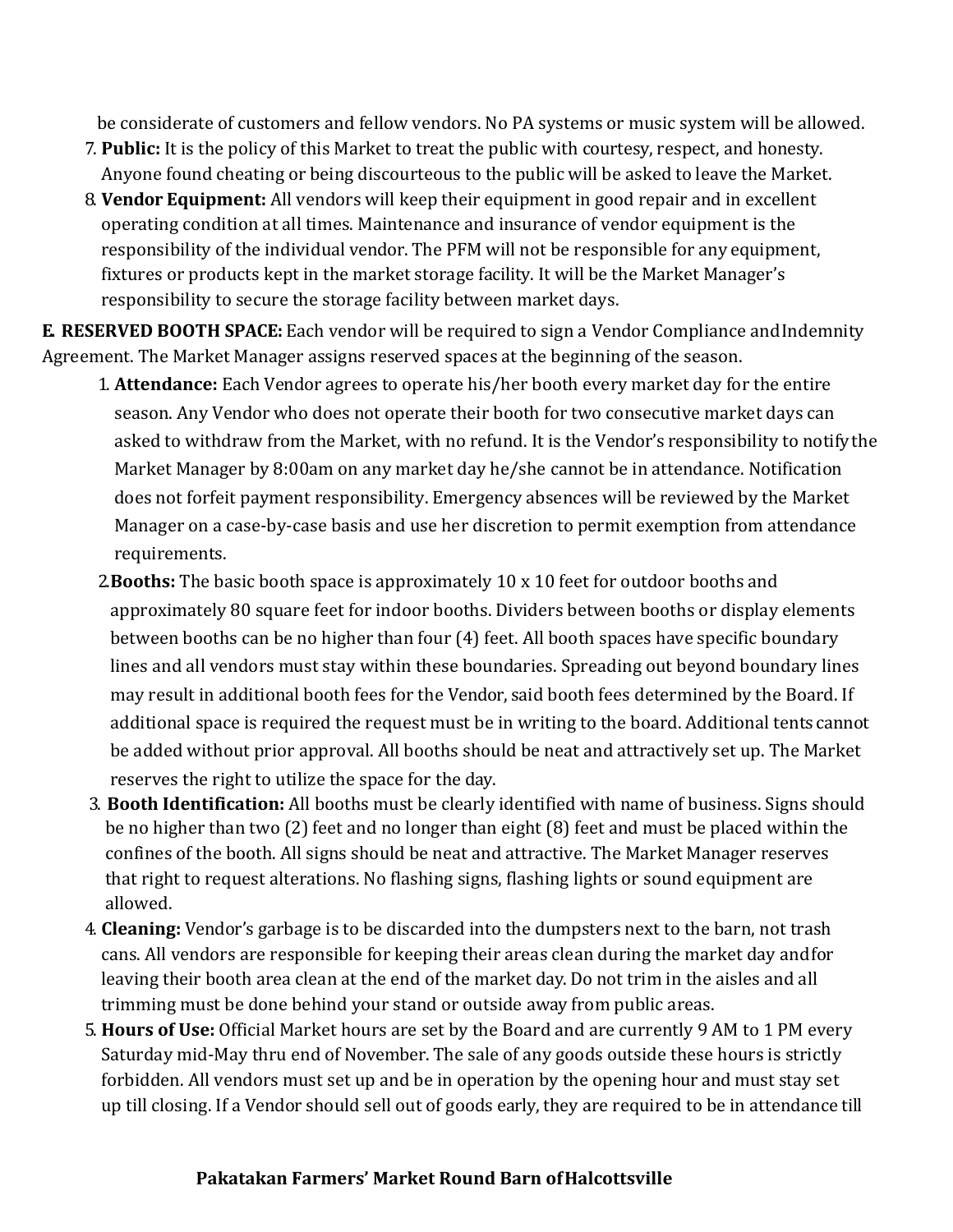be considerate of customers and fellow vendors. No PA systems or music system will be allowed.

7. **Public:** It is the policy of this Market to treat the public with courtesy, respect, and honesty. Anyone found cheating or being discourteous to the public will be asked to leave the Market.
8. **Vendor Equipment:** All vendors will keep their equipment in good repair and in excellent operating condition at all times. Maintenance and insurance of vendor equipment is the responsibility of the individual vendor. The PFM will not be responsible for any equipment, fixtures or products kept in the market storage facility. It will be the Market Manager's responsibility to secure the storage facility between market days.

**E. RESERVED BOOTH SPACE:** Each vendor will be required to sign a Vendor Compliance and Indemnity Agreement. The Market Manager assigns reserved spaces at the beginning of the season.

1. **Attendance:** Each Vendor agrees to operate his/her booth every market day for the entire season. Any Vendor who does not operate their booth for two consecutive market days can asked to withdraw from the Market, with no refund. It is the Vendor's responsibility to notify the Market Manager by 8:00am on any market day he/she cannot be in attendance. Notification does not forfeit payment responsibility. Emergency absences will be reviewed by the Market Manager on a case-by-case basis and use her discretion to permit exemption from attendance requirements.
2. **Booths:** The basic booth space is approximately 10 x 10 feet for outdoor booths and approximately 80 square feet for indoor booths. Dividers between booths or display elements between booths can be no higher than four (4) feet. All booth spaces have specific boundary lines and all vendors must stay within these boundaries. Spreading out beyond boundary lines may result in additional booth fees for the Vendor, said booth fees determined by the Board. If additional space is required the request must be in writing to the board. Additional tents cannot be added without prior approval. All booths should be neat and attractively set up. The Market reserves the right to utilize the space for the day.
3. **Booth Identification:** All booths must be clearly identified with name of business. Signs should be no higher than two (2) feet and no longer than eight (8) feet and must be placed within the confines of the booth. All signs should be neat and attractive. The Market Manager reserves that right to request alterations. No flashing signs, flashing lights or sound equipment are allowed.
4. **Cleaning:** Vendor's garbage is to be discarded into the dumpsters next to the barn, not trash cans. All vendors are responsible for keeping their areas clean during the market day and for leaving their booth area clean at the end of the market day. Do not trim in the aisles and all trimming must be done behind your stand or outside away from public areas.
5. **Hours of Use:** Official Market hours are set by the Board and are currently 9 AM to 1 PM every Saturday mid-May thru end of November. The sale of any goods outside these hours is strictly forbidden. All vendors must set up and be in operation by the opening hour and must stay set up till closing. If a Vendor should sell out of goods early, they are required to be in attendance till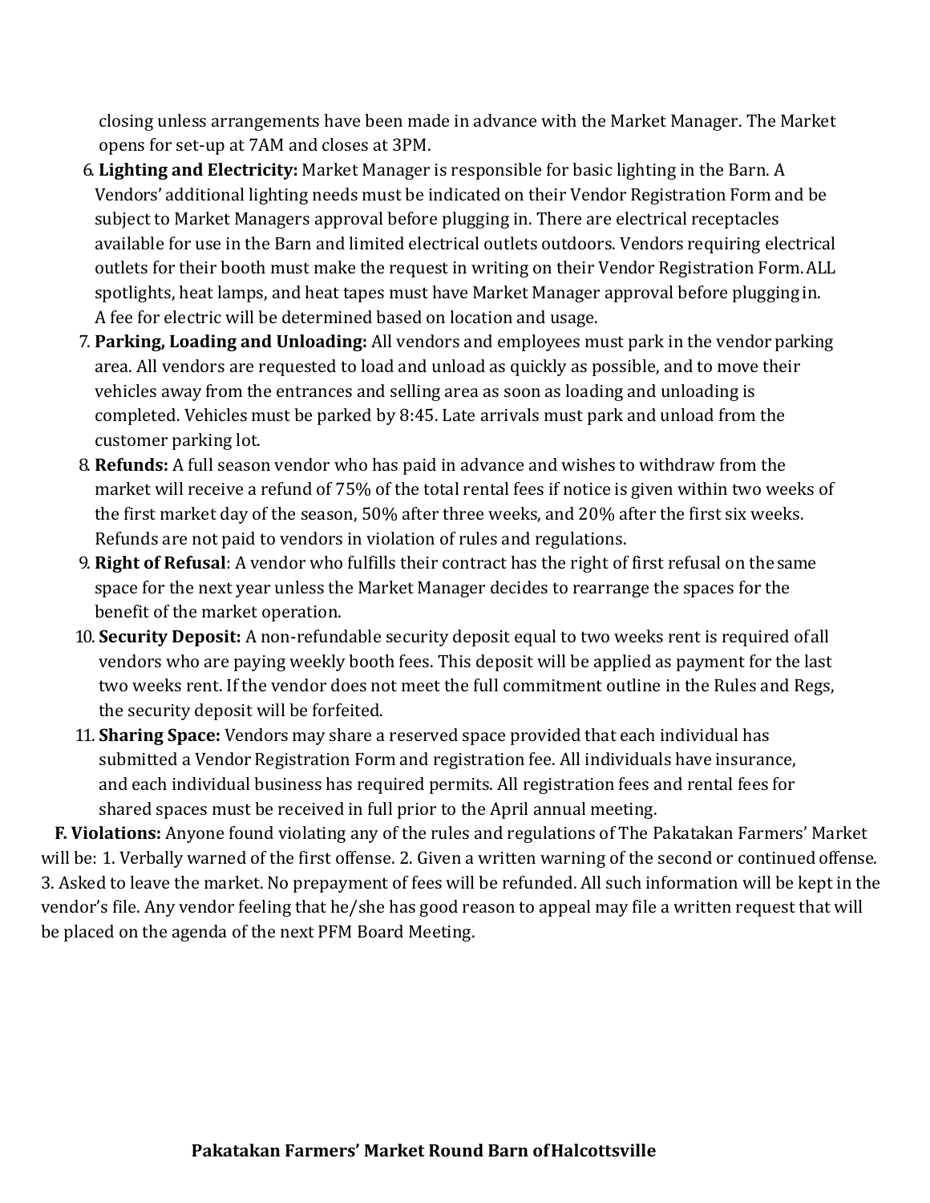closing unless arrangements have been made in advance with the Market Manager. The Market opens for set-up at 7AM and closes at 3PM.

6. **Lighting and Electricity:** Market Manager is responsible for basic lighting in the Barn. A Vendors' additional lighting needs must be indicated on their Vendor Registration Form and be subject to Market Managers approval before plugging in. There are electrical receptacles available for use in the Barn and limited electrical outlets outdoors. Vendors requiring electrical outlets for their booth must make the request in writing on their Vendor Registration Form. ALL spotlights, heat lamps, and heat tapes must have Market Manager approval before plugging in. A fee for electric will be determined based on location and usage.
7. **Parking, Loading and Unloading:** All vendors and employees must park in the vendor parking area. All vendors are requested to load and unload as quickly as possible, and to move their vehicles away from the entrances and selling area as soon as loading and unloading is completed. Vehicles must be parked by 8:45. Late arrivals must park and unload from the customer parking lot.
8. **Refunds:** A full season vendor who has paid in advance and wishes to withdraw from the market will receive a refund of 75% of the total rental fees if notice is given within two weeks of the first market day of the season, 50% after three weeks, and 20% after the first six weeks. Refunds are not paid to vendors in violation of rules and regulations.
9. **Right of Refusal**: A vendor who fulfills their contract has the right of first refusal on the same space for the next year unless the Market Manager decides to rearrange the spaces for the benefit of the market operation.
10. **Security Deposit:** A non-refundable security deposit equal to two weeks rent is required of all vendors who are paying weekly booth fees. This deposit will be applied as payment for the last two weeks rent. If the vendor does not meet the full commitment outline in the Rules and Regs, the security deposit will be forfeited.
11. **Sharing Space:** Vendors may share a reserved space provided that each individual has submitted a Vendor Registration Form and registration fee. All individuals have insurance, and each individual business has required permits. All registration fees and rental fees for shared spaces must be received in full prior to the April annual meeting.

**F. Violations:** Anyone found violating any of the rules and regulations of The Pakatakan Farmers' Market will be: 1. Verbally warned of the first offense. 2. Given a written warning of the second or continued offense. 3. Asked to leave the market. No prepayment of fees will be refunded. All such information will be kept in the vendor's file. Any vendor feeling that he/she has good reason to appeal may file a written request that will be placed on the agenda of the next PFM Board Meeting.